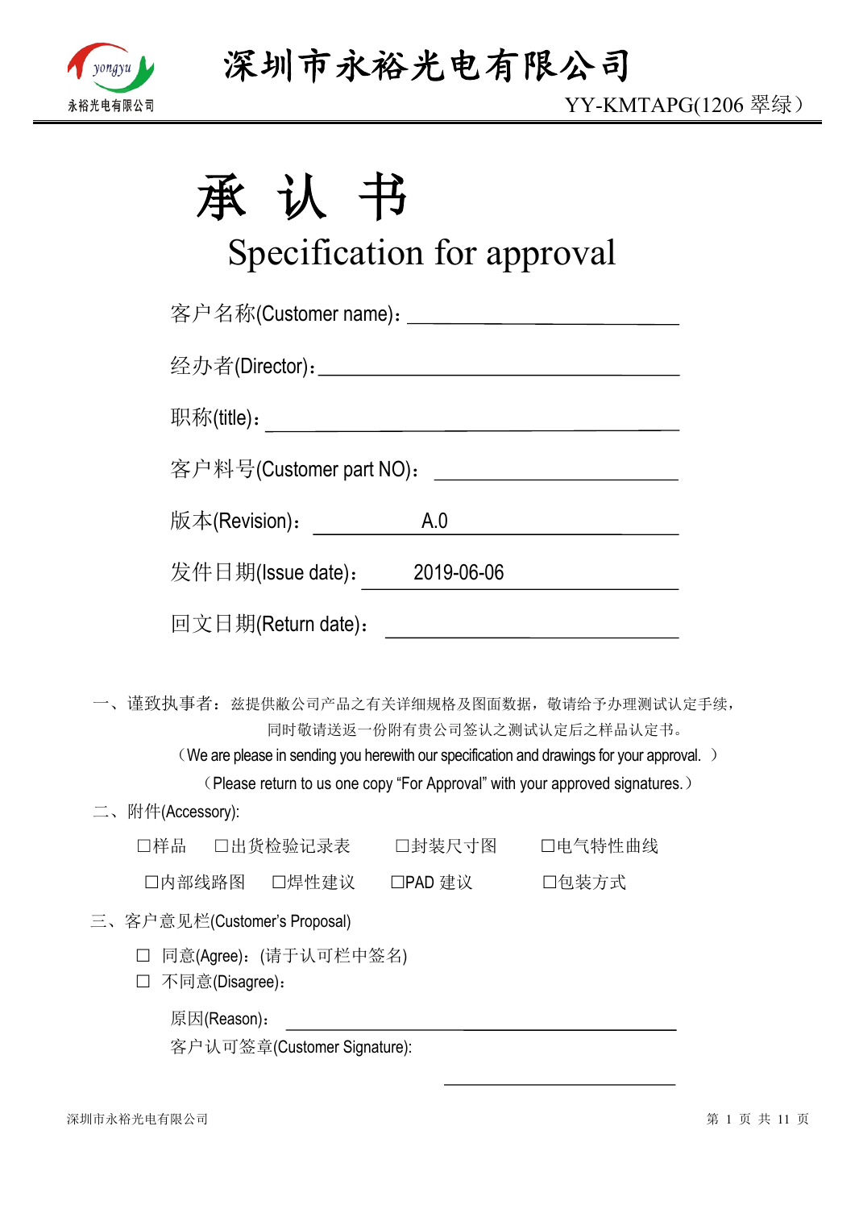# 深圳市永裕光电有限公司

YY-KMTAPG(1206 翠绿）

# 承 认 书

## Specification for approval

客户名称(Customer name)：\_\_\_\_\_\_\_\_\_\_\_\_\_\_\_\_\_\_\_\_

经办者(Director)：\_\_\_\_\_\_\_\_\_\_\_\_\_\_\_\_\_\_\_\_

职称(title)：\_\_\_\_\_\_\_\_\_\_\_\_\_\_\_\_\_\_\_\_

客户料号(Customer part NO)：\_\_\_\_\_\_\_\_\_\_\_\_\_\_\_\_\_\_\_\_

版本(Revision)： A.0

发件日期(Issue date)： 2019-06-06

回文日期(Return date)：\_\_\_\_\_\_\_\_\_\_\_\_\_\_\_\_\_\_\_\_

一、谨致执事者：兹提供敝公司产品之有关详细规格及图面数据，敬请给予办理测试认定手续，同时敬请送返一份附有贵公司签认之测试认定后之样品认定书。

（We are please in sending you herewith our specification and drawings for your approval. ）

（Please return to us one copy “For Approval” with your approved signatures.）

二、附件(Accessory):

☐样品 ☐出货检验记录表 ☐封装尺寸图 ☐电气特性曲线

☐内部线路图 ☐焊性建议 ☐PAD 建议 ☐包装方式

三、客户意见栏(Customer’s Proposal)

☐ 同意(Agree)：(请于认可栏中签名)

☐ 不同意(Disagree)：

原因(Reason)：\_\_\_\_\_\_\_\_\_\_\_\_\_\_\_\_\_\_\_\_

客户认可签章(Customer Signature):

\_\_\_\_\_\_\_\_\_\_\_\_\_\_\_\_\_\_\_\_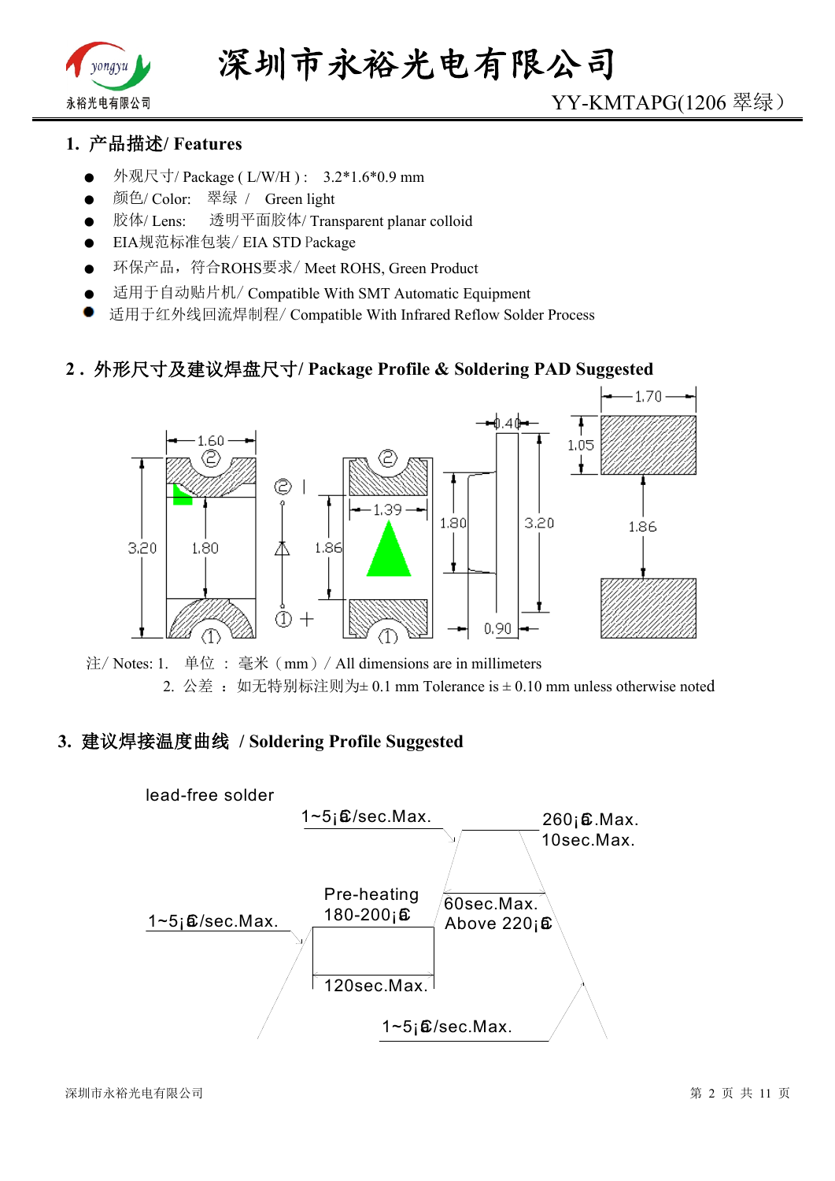## 1. 产品描述/ Features

- 外观尺寸/ Package ( L/W/H ) :   3.2*1.6*0.9 mm
- 颜色/ Color:   翠绿 /   Green light
- 胶体/ Lens:   透明平面胶体/ Transparent planar colloid
- EIA规范标准包装/ EIA STD Package
- 环保产品，符合ROHS要求/ Meet ROHS, Green Product
- 适用于自动贴片机/ Compatible With SMT Automatic Equipment
- 适用于红外线回流焊制程/ Compatible With Infrared Reflow Solder Process

## 2 . 外形尺寸及建议焊盘尺寸/ Package Profile & Soldering PAD Suggested

1.60  3.20  1.80  ② ①  +  1.86  1.39  1.80  3.20  0.40  0.90  1.70  1.05  1.86

注/ Notes: 1.  单位 ： 毫米（mm）/ All dimensions are in millimeters

2. 公差 ：如无特别标注则为± 0.1 mm Tolerance is ± 0.10 mm unless otherwise noted

## 3. 建议焊接温度曲线 / Soldering Profile Suggested

lead-free solder

1~5℃/sec.Max.

260℃.Max.
10sec.Max.

Pre-heating
180-200℃

60sec.Max.
Above 220℃

1~5℃/sec.Max.

120sec.Max.

1~5℃/sec.Max.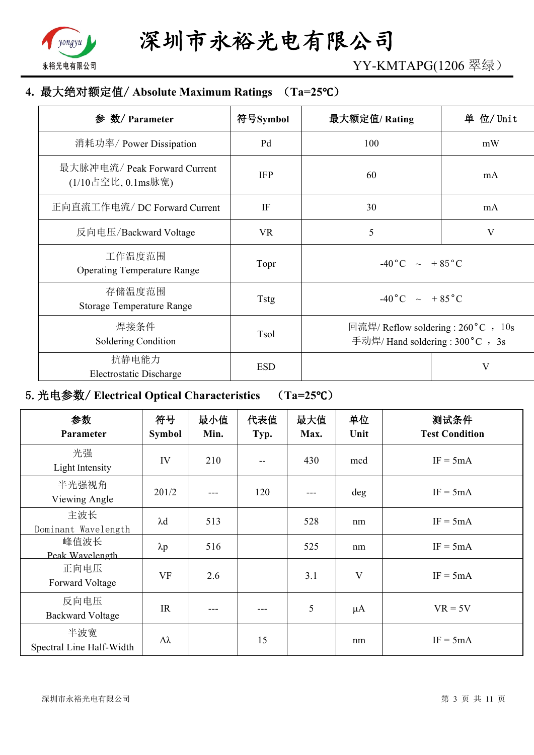## 4. 最大绝对额定值/ Absolute Maximum Ratings （Ta=25℃）

| 参 数/ Parameter | 符号Symbol | 最大额定值/ Rating | | 单 位/ Unit |
|---|---|---|---|---|
| 消耗功率/ Power Dissipation | Pd | 100 | | mW |
| 最大脉冲电流/ Peak Forward Current (1/10占空比, 0.1ms脉宽) | IFP | 60 | | mA |
| 正向直流工作电流/ DC Forward Current | IF | 30 | | mA |
| 反向电压/Backward Voltage | VR | 5 | | V |
| 工作温度范围 Operating Temperature Range | Topr | -40°C ～ ＋85°C | | |
| 存储温度范围 Storage Temperature Range | Tstg | -40°C ～ ＋85°C | | |
| 焊接条件 Soldering Condition | Tsol | 回流焊/ Reflow soldering : 260°C ， 10s 手动焊/ Hand soldering : 300°C ， 3s | | |
| 抗静电能力 Electrostatic Discharge | ESD | | | V |

## 5. 光电参数/ Electrical Optical Characteristics （Ta=25℃）

| 参数 Parameter | 符号 Symbol | 最小值 Min. | 代表值 Typ. | 最大值 Max. | 单位 Unit | 测试条件 Test Condition |
|---|---|---|---|---|---|---|
| 光强 Light Intensity | IV | 210 | -- | 430 | mcd | IF = 5mA |
| 半光强视角 Viewing Angle | 2θ1/2 | --- | 120 | --- | deg | IF = 5mA |
| 主波长 Dominant Wavelength | λd | 513 | | 528 | nm | IF = 5mA |
| 峰值波长 Peak Wavelength | λp | 516 | | 525 | nm | IF = 5mA |
| 正向电压 Forward Voltage | VF | 2.6 | | 3.1 | V | IF = 5mA |
| 反向电压 Backward Voltage | IR | --- | --- | 5 | μA | VR = 5V |
| 半波宽 Spectral Line Half-Width | Δλ | | 15 | | nm | IF = 5mA |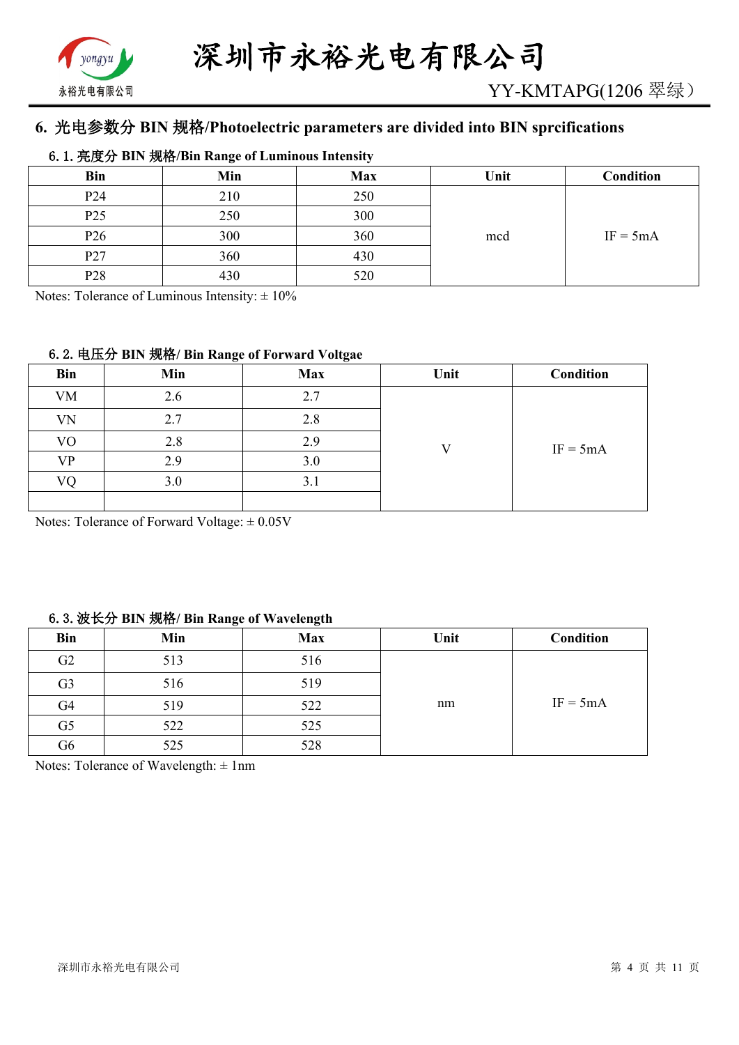## 6. 光电参数分 BIN 规格/Photoelectric parameters are divided into BIN sprcifications

### 6.1. 亮度分 BIN 规格/Bin Range of Luminous Intensity

| Bin | Min | Max | Unit | Condition |
|---|---|---|---|---|
| P24 | 210 | 250 | mcd | IF = 5mA |
| P25 | 250 | 300 | | |
| P26 | 300 | 360 | | |
| P27 | 360 | 430 | | |
| P28 | 430 | 520 | | |

Notes: Tolerance of Luminous Intensity: ± 10%

### 6.2. 电压分 BIN 规格/ Bin Range of Forward Voltgae

| Bin | Min | Max | Unit | Condition |
|---|---|---|---|---|
| VM | 2.6 | 2.7 | V | IF = 5mA |
| VN | 2.7 | 2.8 | | |
| VO | 2.8 | 2.9 | | |
| VP | 2.9 | 3.0 | | |
| VQ | 3.0 | 3.1 | | |
| | | | | |

Notes: Tolerance of Forward Voltage: ± 0.05V

### 6.3. 波长分 BIN 规格/ Bin Range of Wavelength

| Bin | Min | Max | Unit | Condition |
|---|---|---|---|---|
| G2 | 513 | 516 | nm | IF = 5mA |
| G3 | 516 | 519 | | |
| G4 | 519 | 522 | | |
| G5 | 522 | 525 | | |
| G6 | 525 | 528 | | |

Notes: Tolerance of Wavelength: ± 1nm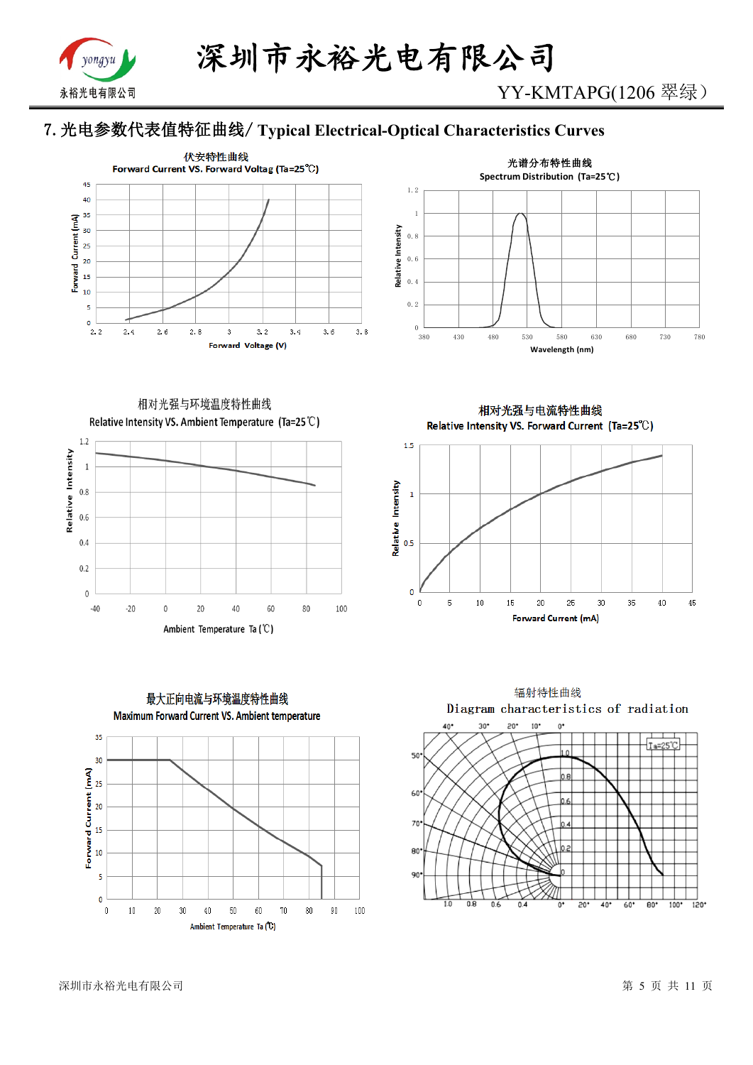## 7. 光电参数代表值特征曲线/ Typical Electrical-Optical Characteristics Curves

伏安特性曲线

Forward Current VS. Forward Voltag (Ta=25℃)

光谱分布特性曲线

Spectrum Distribution (Ta=25℃)

相对光强与环境温度特性曲线

Relative Intensity VS. Ambient Temperature (Ta=25℃)

相对光强与电流特性曲线

Relative Intensity VS. Forward Current (Ta=25℃)

最大正向电流与环境温度特性曲线

Maximum Forward Current VS. Ambient temperature

辐射特性曲线

Diagram characteristics of radiation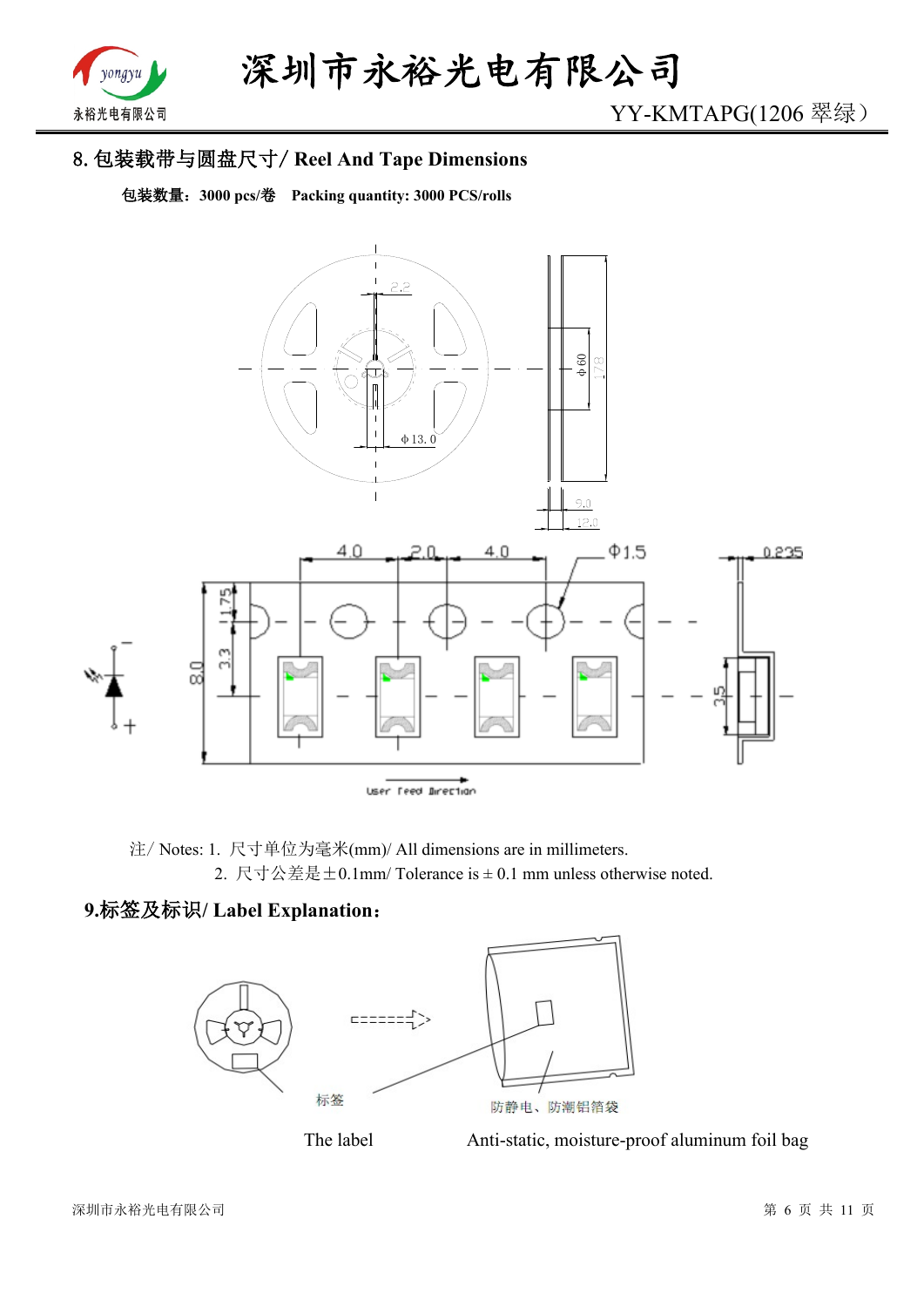## 8. 包装载带与圆盘尺寸/ Reel And Tape Dimensions

**包装数量：3000 pcs/卷　Packing quantity: 3000 PCS/rolls**

注/ Notes: 1. 尺寸单位为毫米(mm)/ All dimensions are in millimeters.

2. 尺寸公差是±0.1mm/ Tolerance is ± 0.1 mm unless otherwise noted.

## 9.标签及标识/ Label Explanation：

标签

The label

防静电、防潮铝箔袋

Anti-static, moisture-proof aluminum foil bag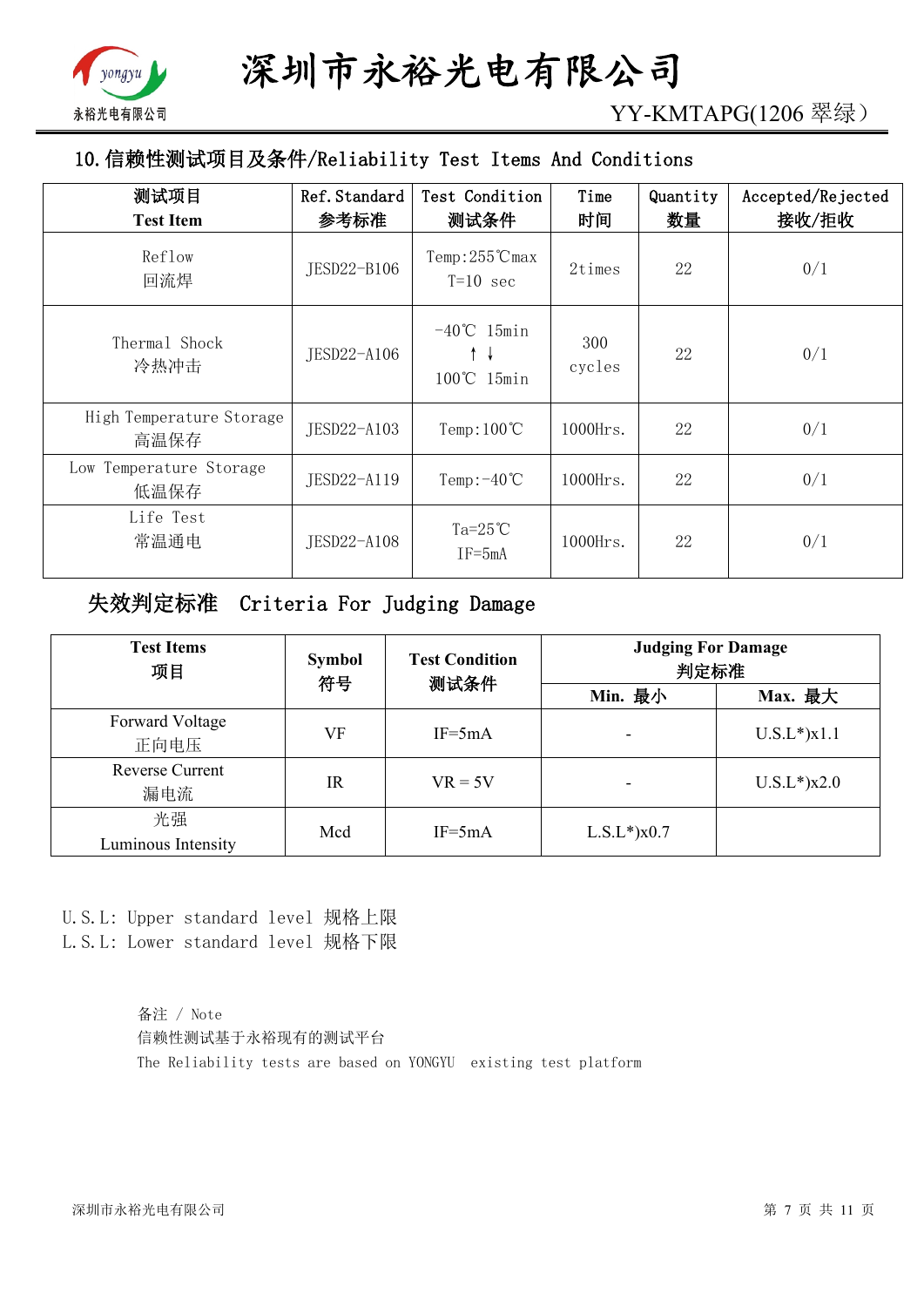## 10.信赖性测试项目及条件/Reliability Test Items And Conditions

| 测试项目<br>Test Item | Ref.Standard<br>参考标准 | Test Condition<br>测试条件 | Time<br>时间 | Quantity<br>数量 | Accepted/Rejected<br>接收/拒收 |
|---|---|---|---|---|---|
| Reflow<br>回流焊 | JESD22-B106 | Temp:255℃max<br>T=10 sec | 2times | 22 | 0/1 |
| Thermal Shock<br>冷热冲击 | JESD22-A106 | -40℃ 15min<br>↑ ↓<br>100℃ 15min | 300<br>cycles | 22 | 0/1 |
| High Temperature Storage<br>高温保存 | JESD22-A103 | Temp:100℃ | 1000Hrs. | 22 | 0/1 |
| Low Temperature Storage<br>低温保存 | JESD22-A119 | Temp:-40℃ | 1000Hrs. | 22 | 0/1 |
| Life Test<br>常温通电 | JESD22-A108 | Ta=25℃<br>IF=5mA | 1000Hrs. | 22 | 0/1 |

## 失效判定标准 Criteria For Judging Damage

| Test Items<br>项目 | Symbol<br>符号 | Test Condition<br>测试条件 | Judging For Damage<br>判定标准 | |
|---|---|---|---|---|
| | | | Min. 最小 | Max. 最大 |
| Forward Voltage<br>正向电压 | VF | IF=5mA | - | U.S.L*)x1.1 |
| Reverse Current<br>漏电流 | IR | VR = 5V | - | U.S.L*)x2.0 |
| 光强<br>Luminous Intensity | Mcd | IF=5mA | L.S.L*)x0.7 | |

U.S.L: Upper standard level 规格上限
L.S.L: Lower standard level 规格下限

备注 / Note
信赖性测试基于永裕现有的测试平台
The Reliability tests are based on YONGYU existing test platform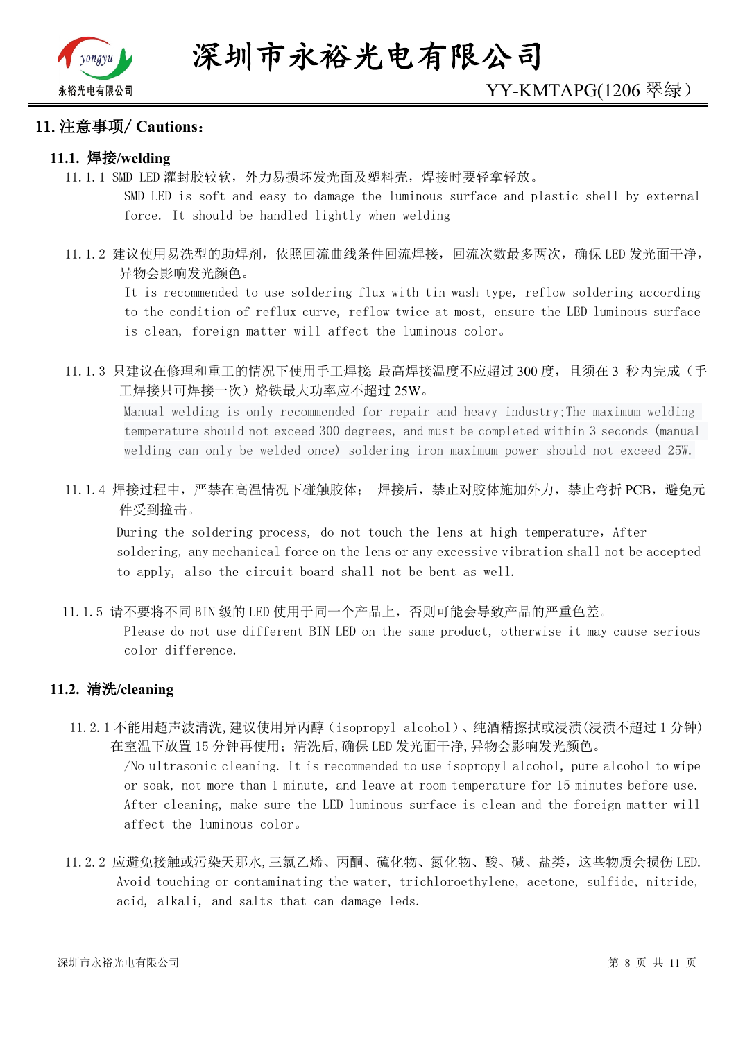## 11. 注意事项/ Cautions：

### 11.1. 焊接/welding

11.1.1 SMD LED 灌封胶较软，外力易损坏发光面及塑料壳，焊接时要轻拿轻放。

SMD LED is soft and easy to damage the luminous surface and plastic shell by external force. It should be handled lightly when welding

11.1.2 建议使用易洗型的助焊剂，依照回流曲线条件回流焊接，回流次数最多两次，确保 LED 发光面干净，异物会影响发光颜色。

It is recommended to use soldering flux with tin wash type, reflow soldering according to the condition of reflux curve, reflow twice at most, ensure the LED luminous surface is clean, foreign matter will affect the luminous color。

11.1.3 只建议在修理和重工的情况下使用手工焊接; 最高焊接温度不应超过 300 度，且须在 3 秒内完成（手工焊接只可焊接一次）烙铁最大功率应不超过 25W。

Manual welding is only recommended for repair and heavy industry;The maximum welding temperature should not exceed 300 degrees, and must be completed within 3 seconds (manual welding can only be welded once) soldering iron maximum power should not exceed 25W.

11.1.4 焊接过程中，严禁在高温情况下碰触胶体； 焊接后，禁止对胶体施加外力，禁止弯折 PCB，避免元件受到撞击。

During the soldering process, do not touch the lens at high temperature，After soldering, any mechanical force on the lens or any excessive vibration shall not be accepted to apply, also the circuit board shall not be bent as well.

11.1.5 请不要将不同 BIN 级的 LED 使用于同一个产品上，否则可能会导致产品的严重色差。

Please do not use different BIN LED on the same product, otherwise it may cause serious color difference.

### 11.2. 清洗/cleaning

11.2.1 不能用超声波清洗,建议使用异丙醇（isopropyl alcohol）、纯酒精擦拭或浸渍(浸渍不超过 1 分钟) 在室温下放置 15 分钟再使用；清洗后,确保 LED 发光面干净,异物会影响发光颜色。

/No ultrasonic cleaning. It is recommended to use isopropyl alcohol, pure alcohol to wipe or soak, not more than 1 minute, and leave at room temperature for 15 minutes before use. After cleaning, make sure the LED luminous surface is clean and the foreign matter will affect the luminous color。

11.2.2 应避免接触或污染天那水,三氯乙烯、丙酮、硫化物、氮化物、酸、碱、盐类，这些物质会损伤 LED.

Avoid touching or contaminating the water, trichloroethylene, acetone, sulfide, nitride, acid, alkali, and salts that can damage leds.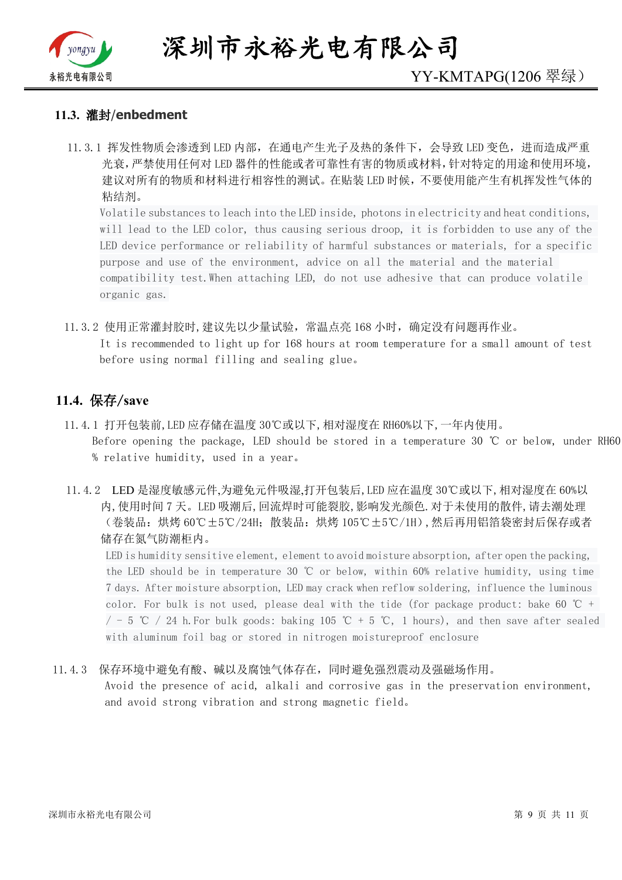### 11.3. 灌封/enbedment

11.3.1 挥发性物质会渗透到 LED 内部，在通电产生光子及热的条件下，会导致 LED 变色，进而造成严重光衰，严禁使用任何对 LED 器件的性能或者可靠性有害的物质或材料，针对特定的用途和使用环境，建议对所有的物质和材料进行相容性的测试。在贴装 LED 时候，不要使用能产生有机挥发性气体的粘结剂。

Volatile substances to leach into the LED inside, photons in electricity and heat conditions, will lead to the LED color, thus causing serious droop, it is forbidden to use any of the LED device performance or reliability of harmful substances or materials, for a specific purpose and use of the environment, advice on all the material and the material compatibility test.When attaching LED, do not use adhesive that can produce volatile organic gas.

11.3.2 使用正常灌封胶时,建议先以少量试验，常温点亮 168 小时，确定没有问题再作业。

It is recommended to light up for 168 hours at room temperature for a small amount of test before using normal filling and sealing glue。

### 11.4. 保存/save

11.4.1 打开包装前,LED 应存储在温度 30℃或以下,相对湿度在 RH60%以下,一年内使用。

Before opening the package, LED should be stored in a temperature 30 ℃ or below, under RH60 % relative humidity, used in a year。

11.4.2 LED 是湿度敏感元件,为避免元件吸湿,打开包装后,LED 应在温度 30℃或以下,相对湿度在 60%以内,使用时间 7 天。LED 吸潮后,回流焊时可能裂胶,影响发光颜色.对于未使用的散件,请去潮处理（卷装品：烘烤 60℃±5℃/24H；散装品：烘烤 105℃±5℃/1H）,然后再用铝箔袋密封后保存或者储存在氮气防潮柜内。

LED is humidity sensitive element, element to avoid moisture absorption, after open the packing, the LED should be in temperature 30 ℃ or below, within 60% relative humidity, using time 7 days. After moisture absorption, LED may crack when reflow soldering, influence the luminous color. For bulk is not used, please deal with the tide (for package product: bake 60 ℃ + / - 5 ℃ / 24 h.For bulk goods: baking 105 ℃ + 5 ℃, 1 hours), and then save after sealed with aluminum foil bag or stored in nitrogen moistureproof enclosure

11.4.3 保存环境中避免有酸、碱以及腐蚀气体存在，同时避免强烈震动及强磁场作用。

Avoid the presence of acid, alkali and corrosive gas in the preservation environment, and avoid strong vibration and strong magnetic field。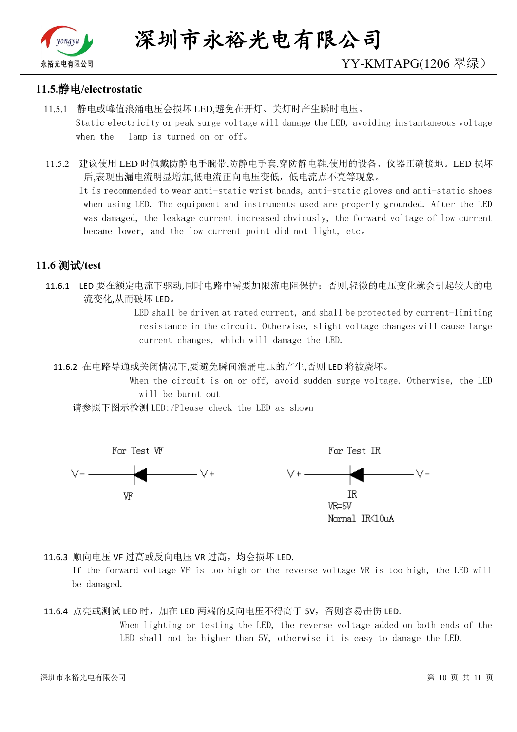## 11.5.静电/electrostatic

11.5.1 静电或峰值浪涌电压会损坏 LED,避免在开灯、关灯时产生瞬时电压。
Static electricity or peak surge voltage will damage the LED, avoiding instantaneous voltage when the lamp is turned on or off。

11.5.2 建议使用 LED 时佩戴防静电手腕带,防静电手套,穿防静电鞋,使用的设备、仪器正确接地。LED 损坏后,表现出漏电流明显增加,低电流正向电压变低，低电流点不亮等现象。
It is recommended to wear anti-static wrist bands, anti-static gloves and anti-static shoes when using LED. The equipment and instruments used are properly grounded. After the LED was damaged, the leakage current increased obviously, the forward voltage of low current became lower, and the low current point did not light, etc。

## 11.6 测试/test

11.6.1 LED 要在额定电流下驱动,同时电路中需要加限流电阻保护；否则,轻微的电压变化就会引起较大的电流变化,从而破坏 LED。
LED shall be driven at rated current, and shall be protected by current-limiting resistance in the circuit. Otherwise, slight voltage changes will cause large current changes, which will damage the LED.

11.6.2 在电路导通或关闭情况下,要避免瞬间浪涌电压的产生,否则 LED 将被烧坏。
When the circuit is on or off, avoid sudden surge voltage. Otherwise, the LED will be burnt out

请参照下图示检测 LED:/Please check the LED as shown

For Test VF

V- ——▶|—— V+

VF

For Test IR

V+ ——|◀—— V-

IR
VR=5V
Normal IR<10uA

11.6.3 顺向电压 VF 过高或反向电压 VR 过高，均会损坏 LED.
If the forward voltage VF is too high or the reverse voltage VR is too high, the LED will be damaged.

11.6.4 点亮或测试 LED 时，加在 LED 两端的反向电压不得高于 5V，否则容易击伤 LED.
When lighting or testing the LED, the reverse voltage added on both ends of the LED shall not be higher than 5V, otherwise it is easy to damage the LED.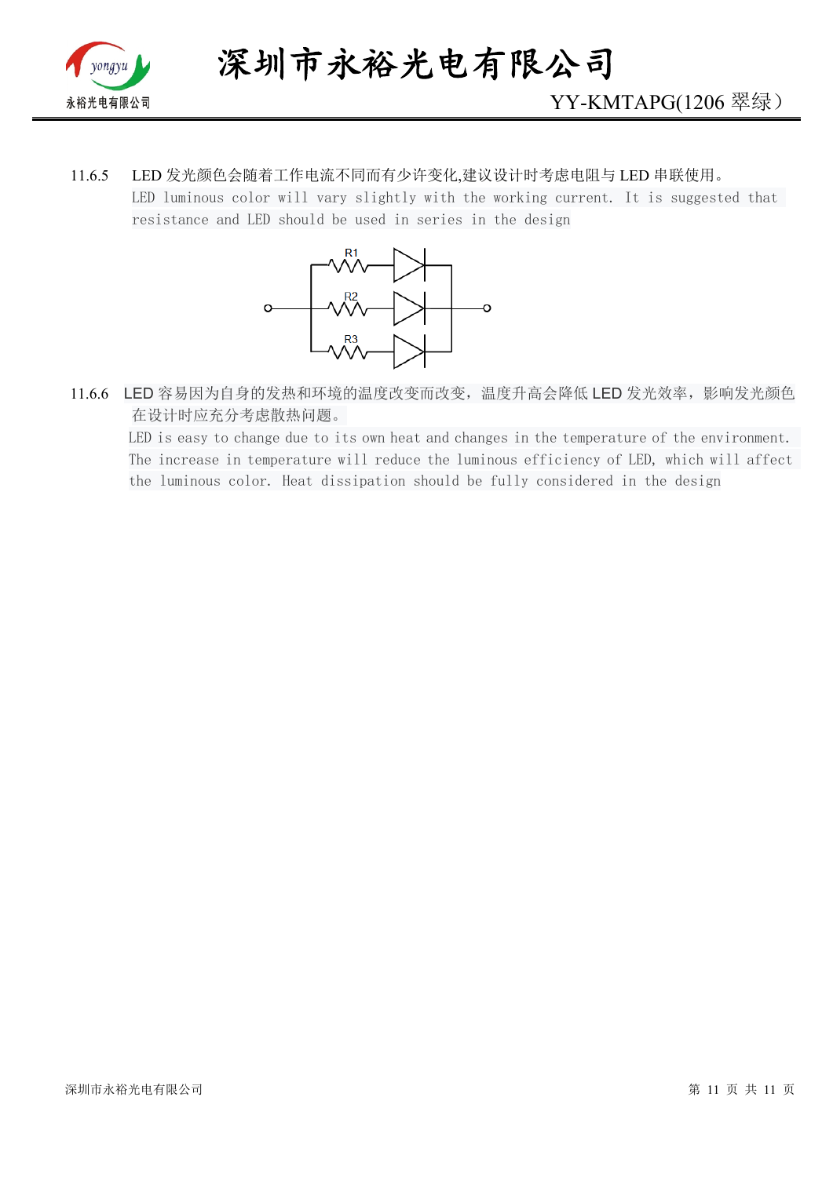11.6.5 LED 发光颜色会随着工作电流不同而有少许变化,建议设计时考虑电阻与 LED 串联使用。

LED luminous color will vary slightly with the working current. It is suggested that resistance and LED should be used in series in the design

R1

R2

R3

11.6.6 LED 容易因为自身的发热和环境的温度改变而改变，温度升高会降低 LED 发光效率，影响发光颜色在设计时应充分考虑散热问题。

LED is easy to change due to its own heat and changes in the temperature of the environment. The increase in temperature will reduce the luminous efficiency of LED, which will affect the luminous color. Heat dissipation should be fully considered in the design